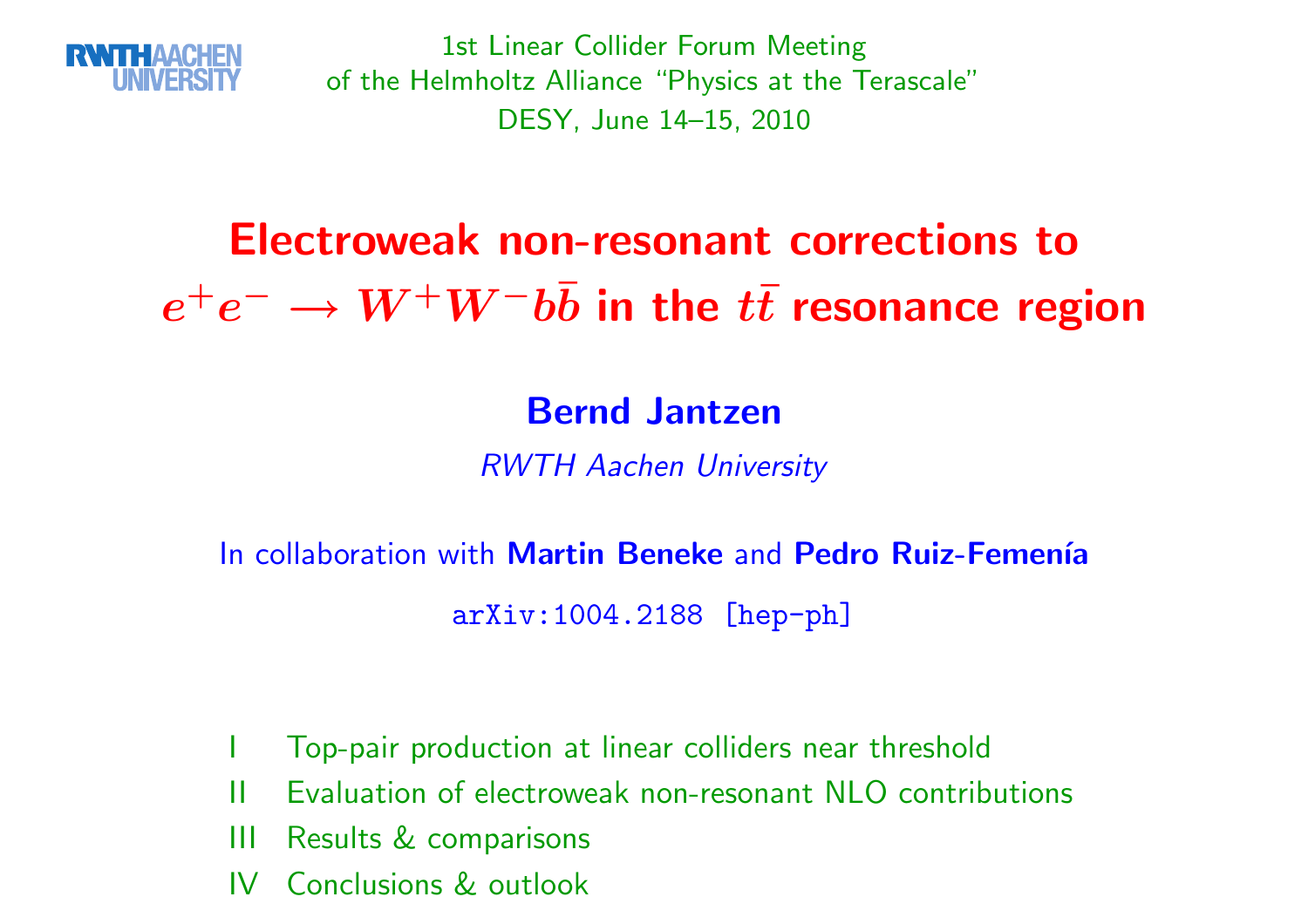RWTH AACHEN UNIVERSITY

1st Linear Collider Forum Meeting
of the Helmholtz Alliance "Physics at the Terascale"
DESY, June 14–15, 2010

# Electroweak non-resonant corrections to $e^+e^- \to W^+W^-b\bar{b}$ in the $t\bar{t}$ resonance region

**Bernd Jantzen**

*RWTH Aachen University*

In collaboration with **Martin Beneke** and **Pedro Ruiz-Femenía**

arXiv:1004.2188 [hep-ph]

- I Top-pair production at linear colliders near threshold
- II Evaluation of electroweak non-resonant NLO contributions
- III Results & comparisons
- IV Conclusions & outlook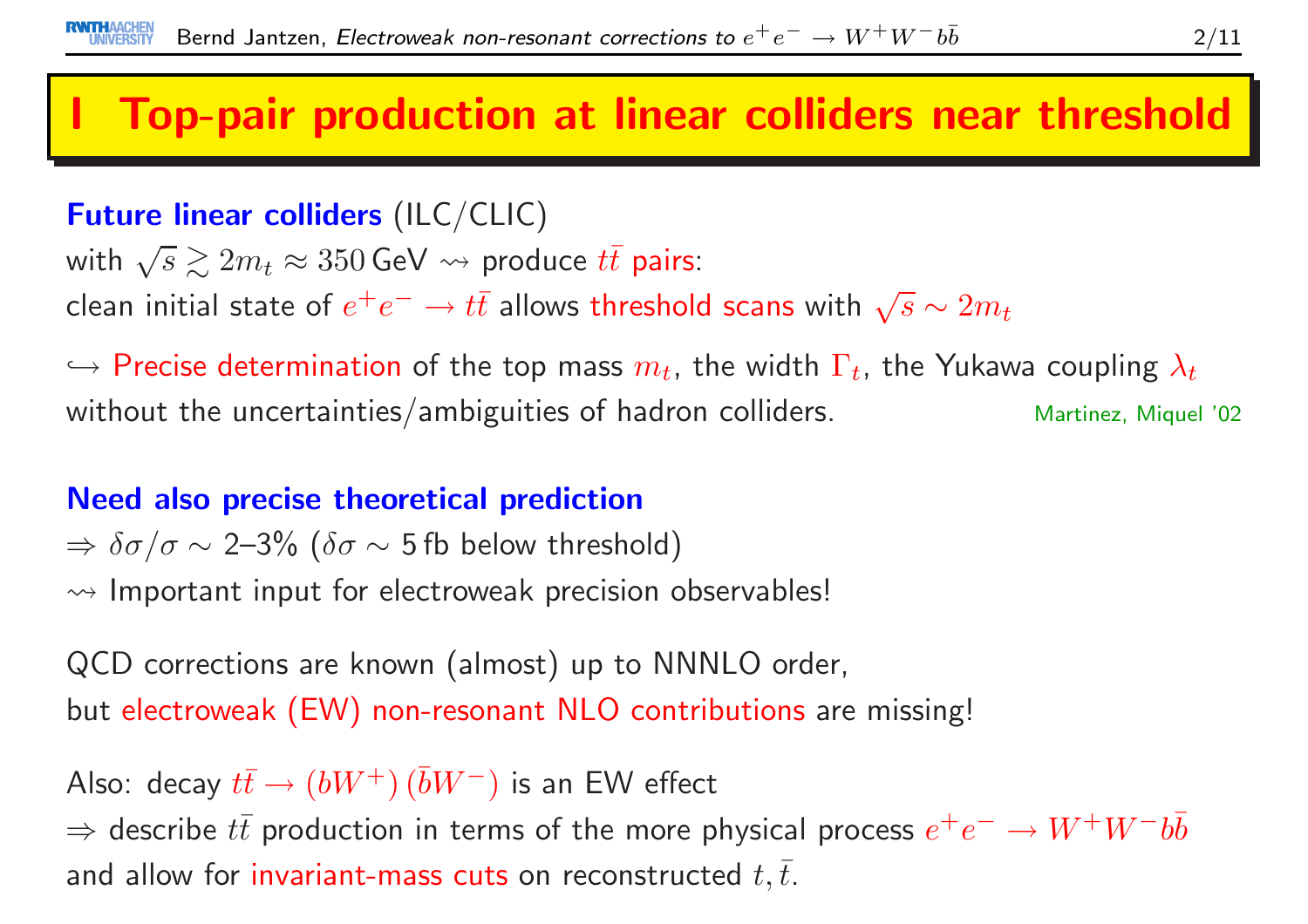# I Top-pair production at linear colliders near threshold

**Future linear colliders** (ILC/CLIC)
with $\sqrt{s} \gtrsim 2m_t \approx 350\,\text{GeV} \rightsquigarrow$ produce $t\bar{t}$ pairs:
clean initial state of $e^+e^- \to t\bar{t}$ allows threshold scans with $\sqrt{s} \sim 2m_t$

$\hookrightarrow$ Precise determination of the top mass $m_t$, the width $\Gamma_t$, the Yukawa coupling $\lambda_t$ without the uncertainties/ambiguities of hadron colliders. Martinez, Miquel '02

**Need also precise theoretical prediction**
$\Rightarrow \delta\sigma/\sigma \sim$ 2–3% ($\delta\sigma \sim 5\,\text{fb}$ below threshold)
$\rightsquigarrow$ Important input for electroweak precision observables!

QCD corrections are known (almost) up to NNNLO order,
but electroweak (EW) non-resonant NLO contributions are missing!

Also: decay $t\bar{t} \to (bW^+)\,(\bar{b}W^-)$ is an EW effect
$\Rightarrow$ describe $t\bar{t}$ production in terms of the more physical process $e^+e^- \to W^+W^-b\bar{b}$
and allow for invariant-mass cuts on reconstructed $t, \bar{t}$.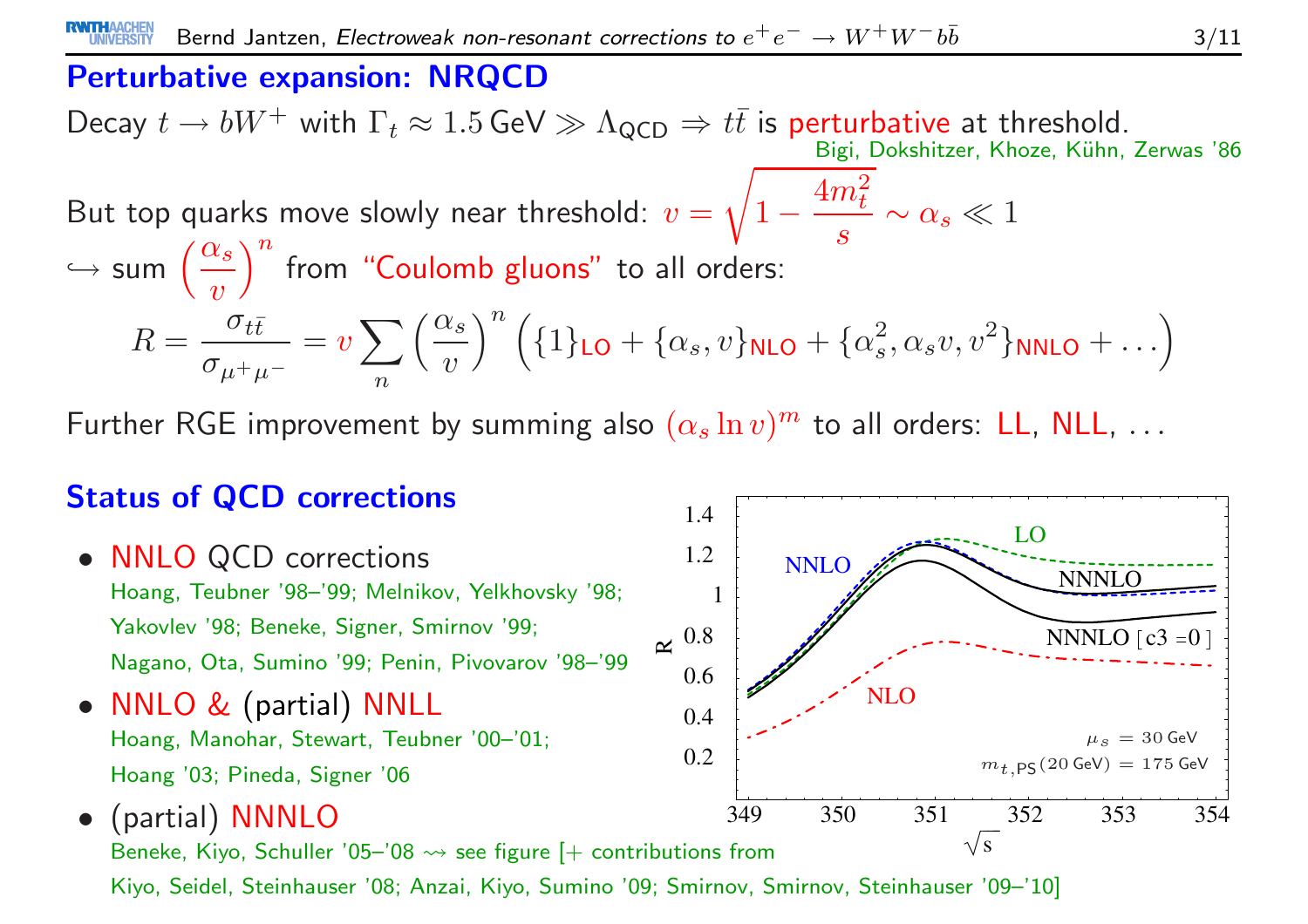## Perturbative expansion: NRQCD

Decay $t \to bW^+$ with $\Gamma_t \approx 1.5\,\text{GeV} \gg \Lambda_{\text{QCD}} \Rightarrow t\bar{t}$ is perturbative at threshold.
Bigi, Dokshitzer, Khoze, Kühn, Zerwas '86

But top quarks move slowly near threshold: $v = \sqrt{1 - \frac{4m_t^2}{s}} \sim \alpha_s \ll 1$
$\hookrightarrow$ sum $\left(\frac{\alpha_s}{v}\right)^n$ from "Coulomb gluons" to all orders:

$$R = \frac{\sigma_{t\bar{t}}}{\sigma_{\mu^+\mu^-}} = v \sum_n \left(\frac{\alpha_s}{v}\right)^n \Big( \{1\}_{\text{LO}} + \{\alpha_s, v\}_{\text{NLO}} + \{\alpha_s^2, \alpha_s v, v^2\}_{\text{NNLO}} + \ldots \Big)$$

Further RGE improvement by summing also $(\alpha_s \ln v)^m$ to all orders: LL, NLL, ...

## Status of QCD corrections

- NNLO QCD corrections
  Hoang, Teubner '98–'99; Melnikov, Yelkhovsky '98; Yakovlev '98; Beneke, Signer, Smirnov '99; Nagano, Ota, Sumino '99; Penin, Pivovarov '98–'99
- NNLO & (partial) NNLL
  Hoang, Manohar, Stewart, Teubner '00–'01; Hoang '03; Pineda, Signer '06
- (partial) NNNLO
  Beneke, Kiyo, Schuller '05–'08 $\rightsquigarrow$ see figure [+ contributions from Kiyo, Seidel, Steinhauser '08; Anzai, Kiyo, Sumino '09; Smirnov, Smirnov, Steinhauser '09–'10]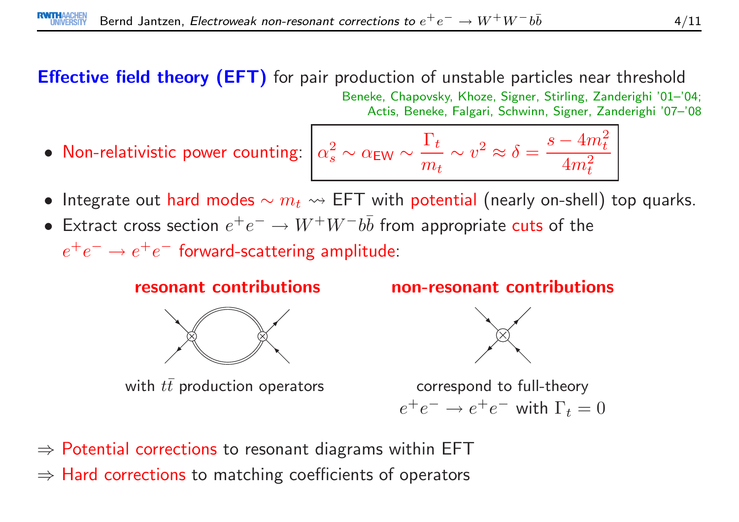**Effective field theory (EFT)** for pair production of unstable particles near threshold

Beneke, Chapovsky, Khoze, Signer, Stirling, Zanderighi '01–'04;
Actis, Beneke, Falgari, Schwinn, Signer, Zanderighi '07–'08

- Non-relativistic power counting: $$\alpha_s^2 \sim \alpha_{\mathsf{EW}} \sim \frac{\Gamma_t}{m_t} \sim v^2 \approx \delta = \frac{s - 4m_t^2}{4m_t^2}$$
- Integrate out hard modes $\sim m_t \rightsquigarrow$ EFT with potential (nearly on-shell) top quarks.
- Extract cross section $e^+e^- \to W^+W^-b\bar{b}$ from appropriate cuts of the $e^+e^- \to e^+e^-$ forward-scattering amplitude:

**resonant contributions**

with $t\bar{t}$ production operators

**non-resonant contributions**

correspond to full-theory $e^+e^- \to e^+e^-$ with $\Gamma_t = 0$

$\Rightarrow$ Potential corrections to resonant diagrams within EFT

$\Rightarrow$ Hard corrections to matching coefficients of operators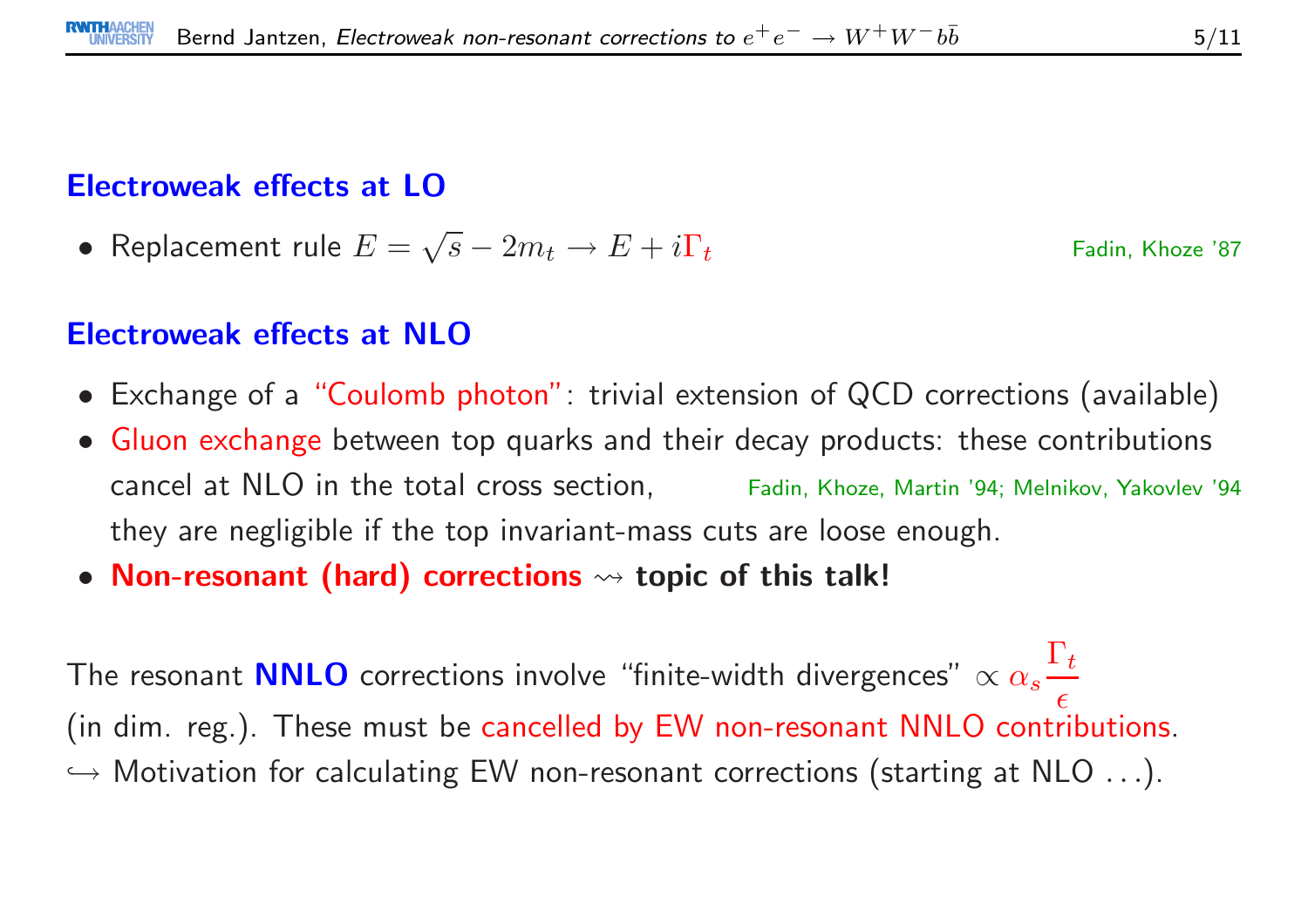## Electroweak effects at LO

- Replacement rule $E = \sqrt{s} - 2m_t \to E + i\Gamma_t$ Fadin, Khoze '87

## Electroweak effects at NLO

- Exchange of a "Coulomb photon": trivial extension of QCD corrections (available)
- Gluon exchange between top quarks and their decay products: these contributions cancel at NLO in the total cross section, Fadin, Khoze, Martin '94; Melnikov, Yakovlev '94 they are negligible if the top invariant-mass cuts are loose enough.
- **Non-resonant (hard) corrections $\rightsquigarrow$ topic of this talk!**

The resonant **NNLO** corrections involve "finite-width divergences" $\propto \alpha_s \frac{\Gamma_t}{\epsilon}$ (in dim. reg.). These must be cancelled by EW non-resonant NNLO contributions.
$\hookrightarrow$ Motivation for calculating EW non-resonant corrections (starting at NLO ...).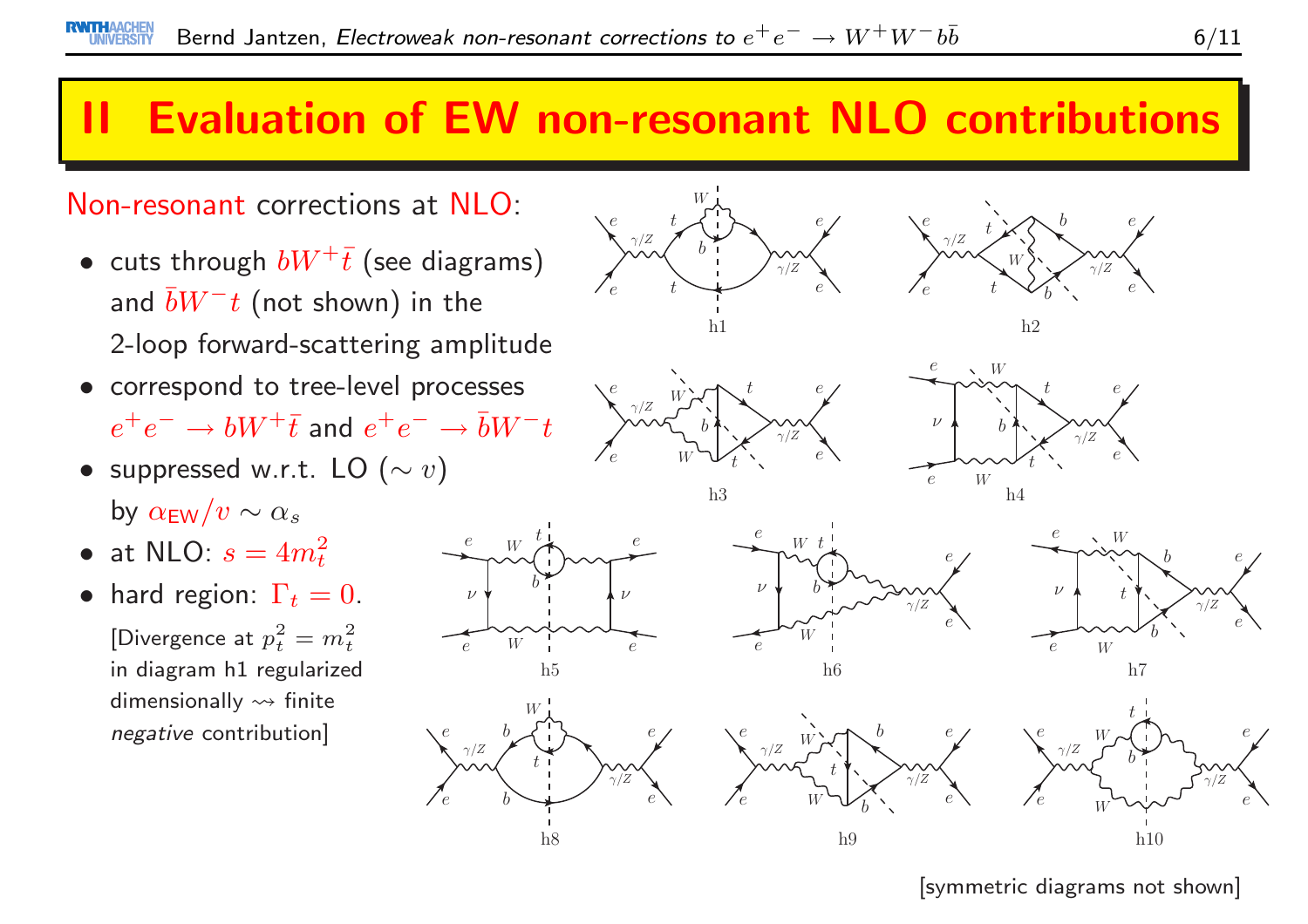# II Evaluation of EW non-resonant NLO contributions

Non-resonant corrections at NLO:

- cuts through $bW^+\bar{t}$ (see diagrams) and $\bar{b}W^-t$ (not shown) in the 2-loop forward-scattering amplitude
- correspond to tree-level processes $e^+e^- \to bW^+\bar{t}$ and $e^+e^- \to \bar{b}W^-t$
- suppressed w.r.t. LO ($\sim v$) by $\alpha_{\mathrm{EW}}/v \sim \alpha_s$
- at NLO: $s = 4m_t^2$
- hard region: $\Gamma_t = 0$.

  [Divergence at $p_t^2 = m_t^2$ in diagram h1 regularized dimensionally $\rightsquigarrow$ finite *negative* contribution]

h1 h2 h3 h4 h5 h6 h7 h8 h9 h10

[symmetric diagrams not shown]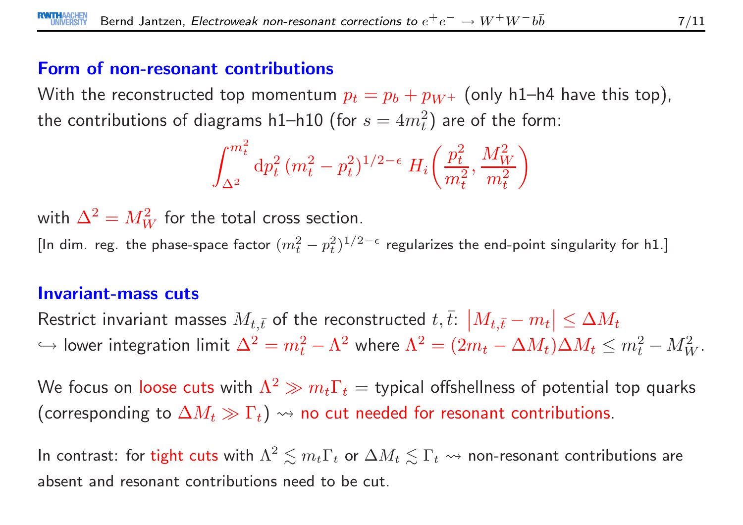### Form of non-resonant contributions

With the reconstructed top momentum $p_t = p_b + p_{W^+}$ (only h1–h4 have this top), the contributions of diagrams h1–h10 (for $s = 4m_t^2$) are of the form:

$$\int_{\Delta^2}^{m_t^2} \mathrm{d}p_t^2 \, (m_t^2 - p_t^2)^{1/2-\epsilon} \, H_i\!\left(\frac{p_t^2}{m_t^2}, \frac{M_W^2}{m_t^2}\right)$$

with $\Delta^2 = M_W^2$ for the total cross section.

[In dim. reg. the phase-space factor $(m_t^2 - p_t^2)^{1/2-\epsilon}$ regularizes the end-point singularity for h1.]

### Invariant-mass cuts

Restrict invariant masses $M_{t,\bar{t}}$ of the reconstructed $t, \bar{t}$: $\left|M_{t,\bar{t}} - m_t\right| \leq \Delta M_t$

$\hookrightarrow$ lower integration limit $\Delta^2 = m_t^2 - \Lambda^2$ where $\Lambda^2 = (2m_t - \Delta M_t)\Delta M_t \leq m_t^2 - M_W^2$.

We focus on loose cuts with $\Lambda^2 \gg m_t \Gamma_t$ = typical offshellness of potential top quarks (corresponding to $\Delta M_t \gg \Gamma_t$) $\rightsquigarrow$ no cut needed for resonant contributions.

In contrast: for tight cuts with $\Lambda^2 \lesssim m_t \Gamma_t$ or $\Delta M_t \lesssim \Gamma_t$ $\rightsquigarrow$ non-resonant contributions are absent and resonant contributions need to be cut.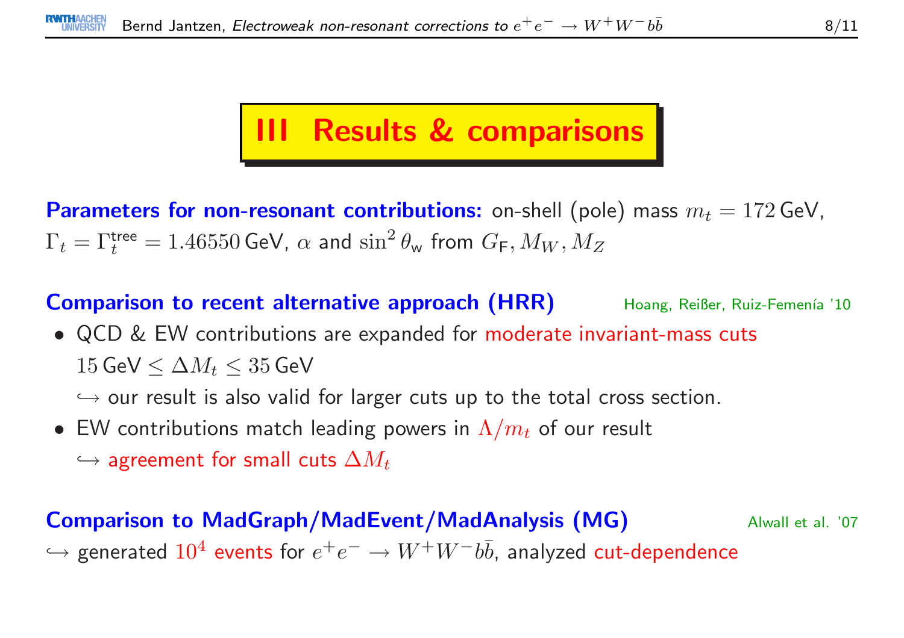# III Results & comparisons

**Parameters for non-resonant contributions:** on-shell (pole) mass $m_t = 172\,\text{GeV}$, $\Gamma_t = \Gamma_t^{\text{tree}} = 1.46550\,\text{GeV}$, $\alpha$ and $\sin^2\theta_{\text{w}}$ from $G_{\text{F}}, M_W, M_Z$

**Comparison to recent alternative approach (HRR)** Hoang, Reißer, Ruiz-Femenía '10

- QCD & EW contributions are expanded for moderate invariant-mass cuts $15\,\text{GeV} \leq \Delta M_t \leq 35\,\text{GeV}$
  $\hookrightarrow$ our result is also valid for larger cuts up to the total cross section.
- EW contributions match leading powers in $\Lambda/m_t$ of our result
  $\hookrightarrow$ agreement for small cuts $\Delta M_t$

**Comparison to MadGraph/MadEvent/MadAnalysis (MG)** Alwall et al. '07

$\hookrightarrow$ generated $10^4$ events for $e^+e^- \to W^+W^-b\bar{b}$, analyzed cut-dependence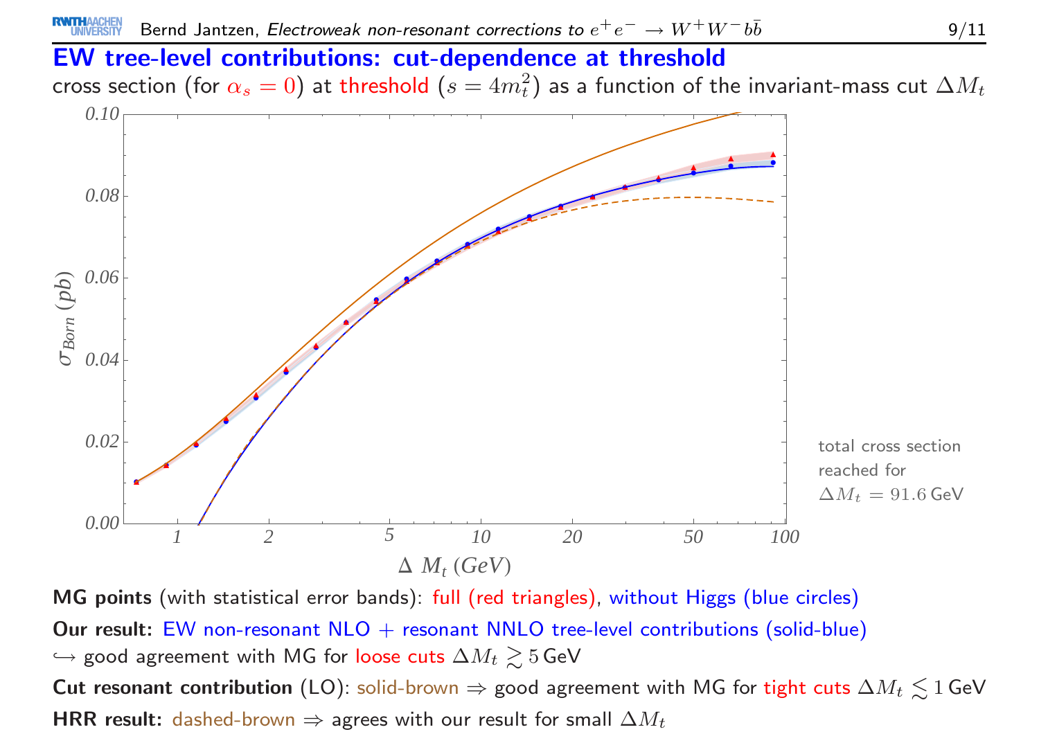## EW tree-level contributions: cut-dependence at threshold

cross section (for $\alpha_s = 0$) at threshold ($s = 4m_t^2$) as a function of the invariant-mass cut $\Delta M_t$

total cross section reached for $\Delta M_t = 91.6\,\text{GeV}$

**MG points** (with statistical error bands): full (red triangles), without Higgs (blue circles)

**Our result:** EW non-resonant NLO + resonant NNLO tree-level contributions (solid-blue)
$\hookrightarrow$ good agreement with MG for loose cuts $\Delta M_t \gtrsim 5\,\text{GeV}$

**Cut resonant contribution** (LO): solid-brown $\Rightarrow$ good agreement with MG for tight cuts $\Delta M_t \lesssim 1\,\text{GeV}$

**HRR result:** dashed-brown $\Rightarrow$ agrees with our result for small $\Delta M_t$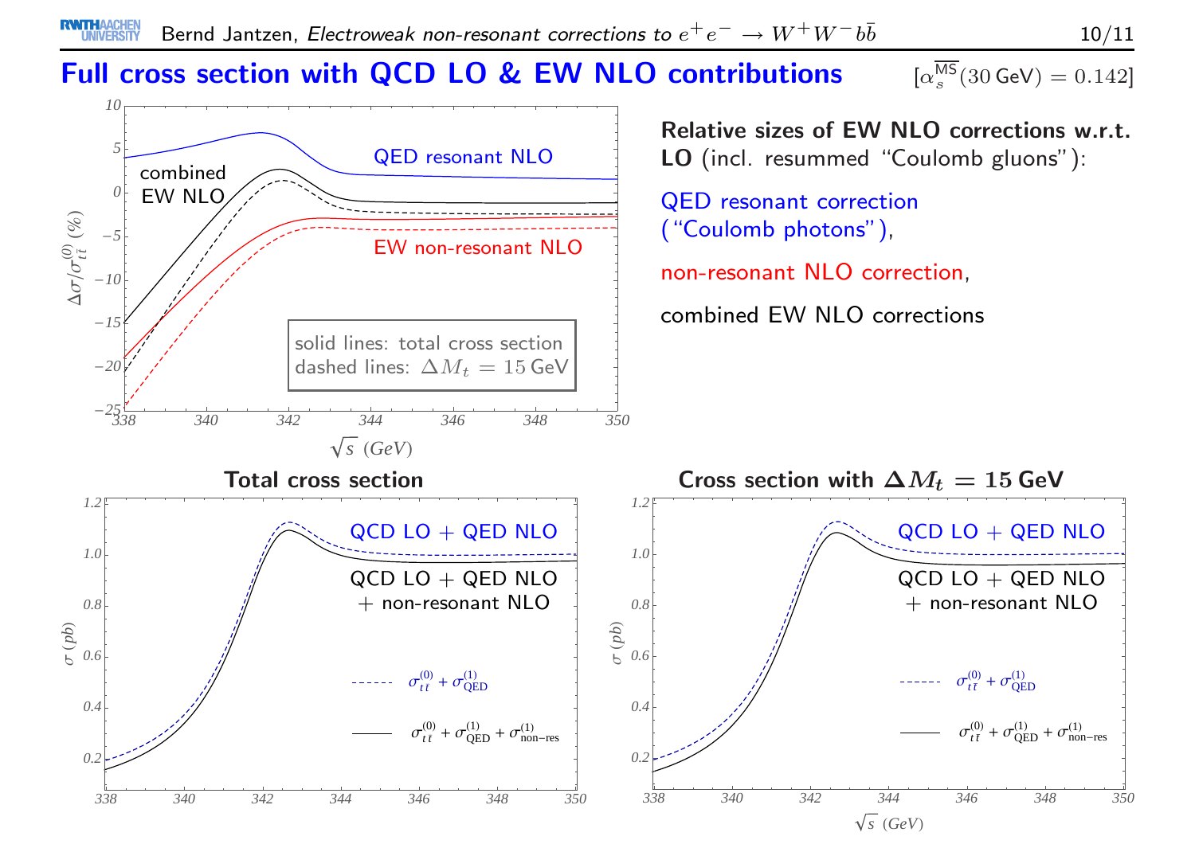# Full cross section with QCD LO & EW NLO contributions

$[\alpha_s^{\overline{\mathsf{MS}}}(30\,\mathsf{GeV}) = 0.142]$

**Relative sizes of EW NLO corrections w.r.t. LO** (incl. resummed "Coulomb gluons"):

QED resonant correction ("Coulomb photons"),

non-resonant NLO correction,

combined EW NLO corrections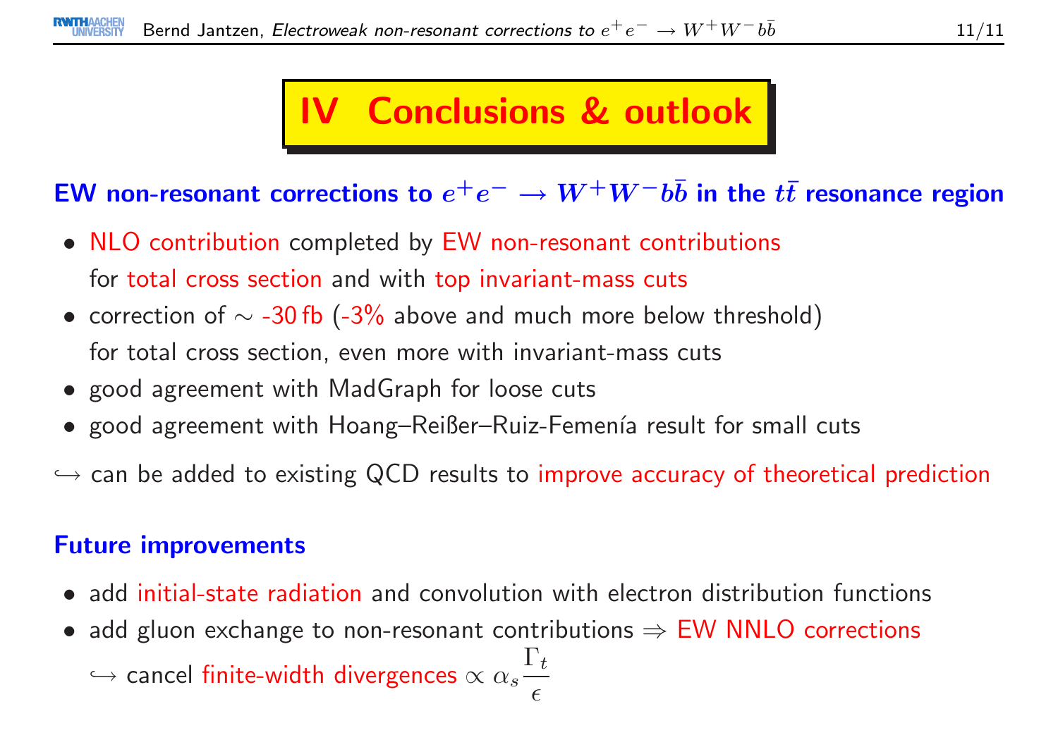# IV Conclusions & outlook

### EW non-resonant corrections to $e^+e^- \to W^+W^-b\bar{b}$ in the $t\bar{t}$ resonance region

- NLO contribution completed by EW non-resonant contributions for total cross section and with top invariant-mass cuts
- correction of $\sim$ -30 fb (-3% above and much more below threshold) for total cross section, even more with invariant-mass cuts
- good agreement with MadGraph for loose cuts
- good agreement with Hoang–Reißer–Ruiz-Femenía result for small cuts

$\hookrightarrow$ can be added to existing QCD results to improve accuracy of theoretical prediction

### Future improvements

- add initial-state radiation and convolution with electron distribution functions
- add gluon exchange to non-resonant contributions $\Rightarrow$ EW NNLO corrections
  $\hookrightarrow$ cancel finite-width divergences $\propto \alpha_s \dfrac{\Gamma_t}{\epsilon}$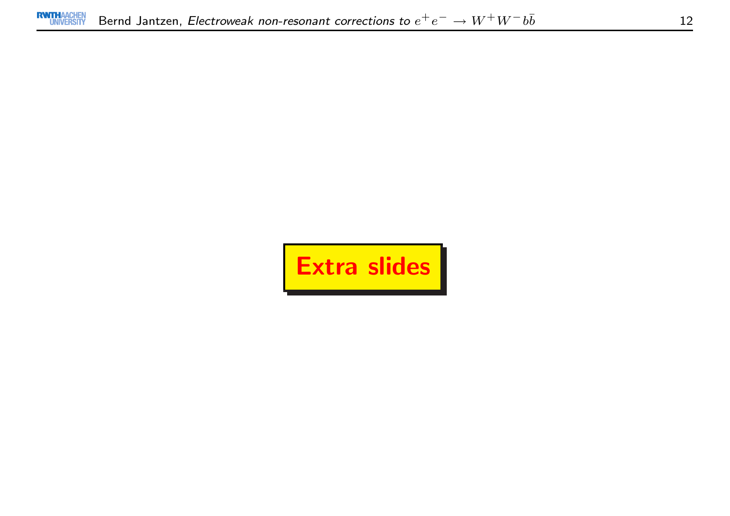# Extra slides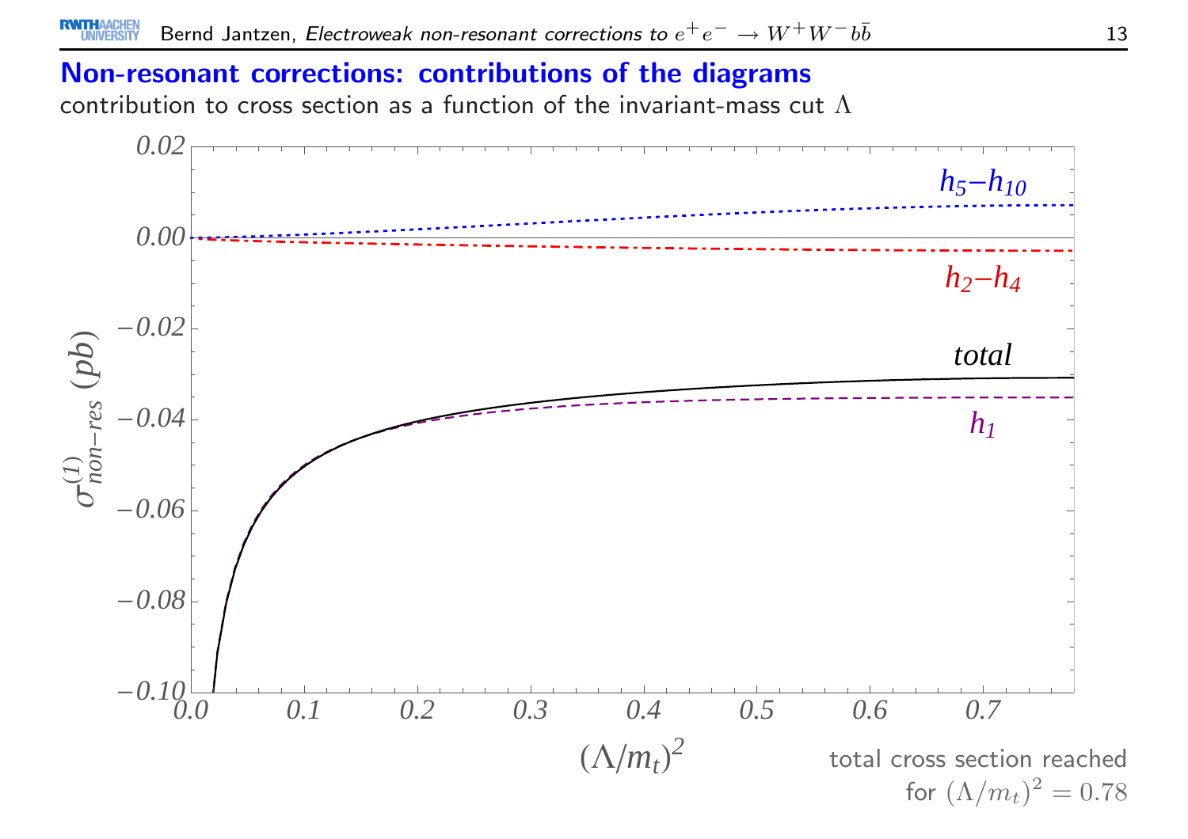## Non-resonant corrections: contributions of the diagrams

contribution to cross section as a function of the invariant-mass cut $\Lambda$

total cross section reached for $(\Lambda/m_t)^2 = 0.78$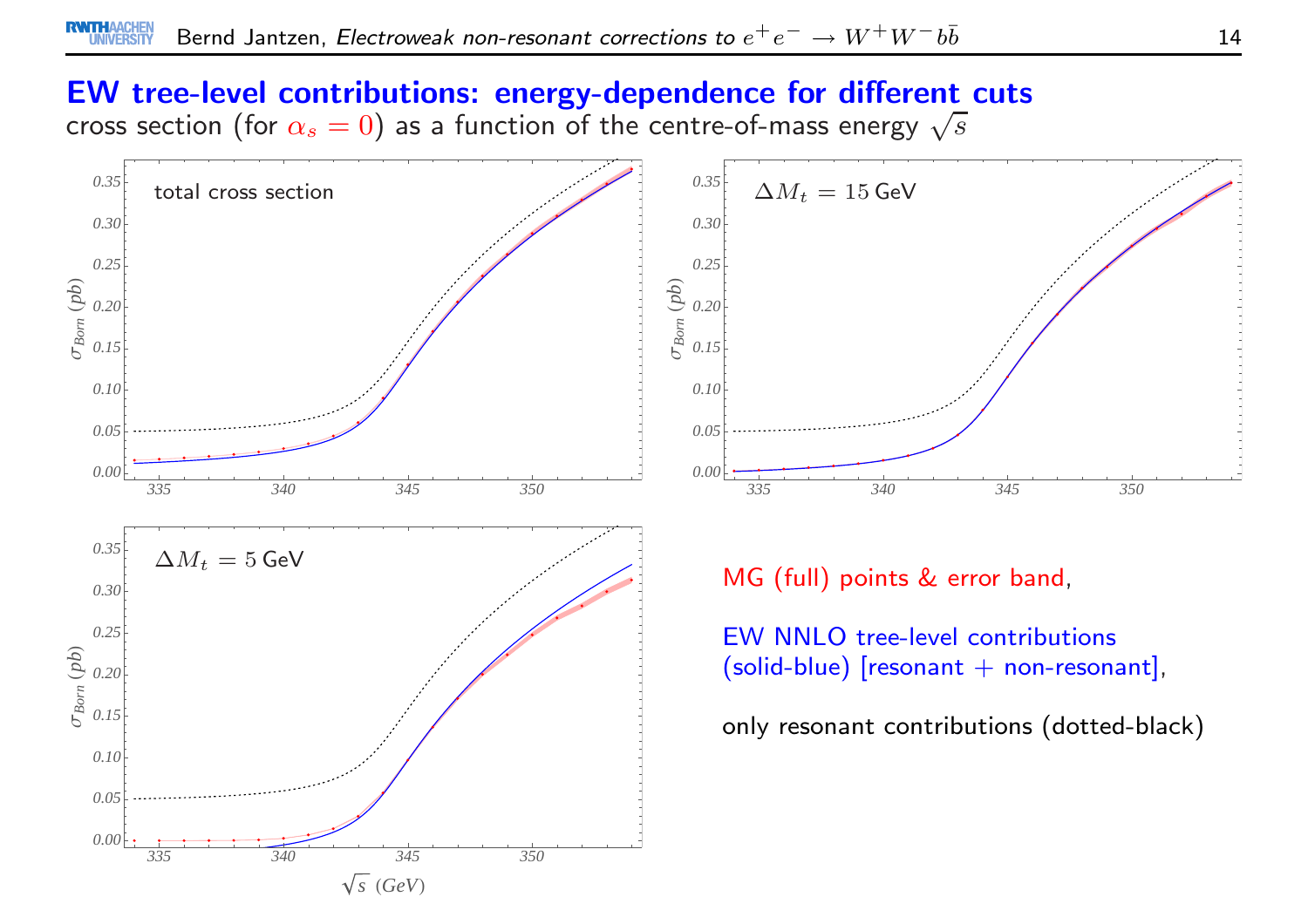# EW tree-level contributions: energy-dependence for different cuts

cross section (for $\alpha_s = 0$) as a function of the centre-of-mass energy $\sqrt{s}$

total cross section

$\Delta M_t = 15$ GeV

$\Delta M_t = 5$ GeV

$\sigma_{Born}$ $(pb)$

0.00
0.05
0.10
0.15
0.20
0.25
0.30
0.35

335
340
345
350

$\sqrt{s}$ $(GeV)$

MG (full) points & error band,

EW NNLO tree-level contributions (solid-blue) [resonant + non-resonant],

only resonant contributions (dotted-black)